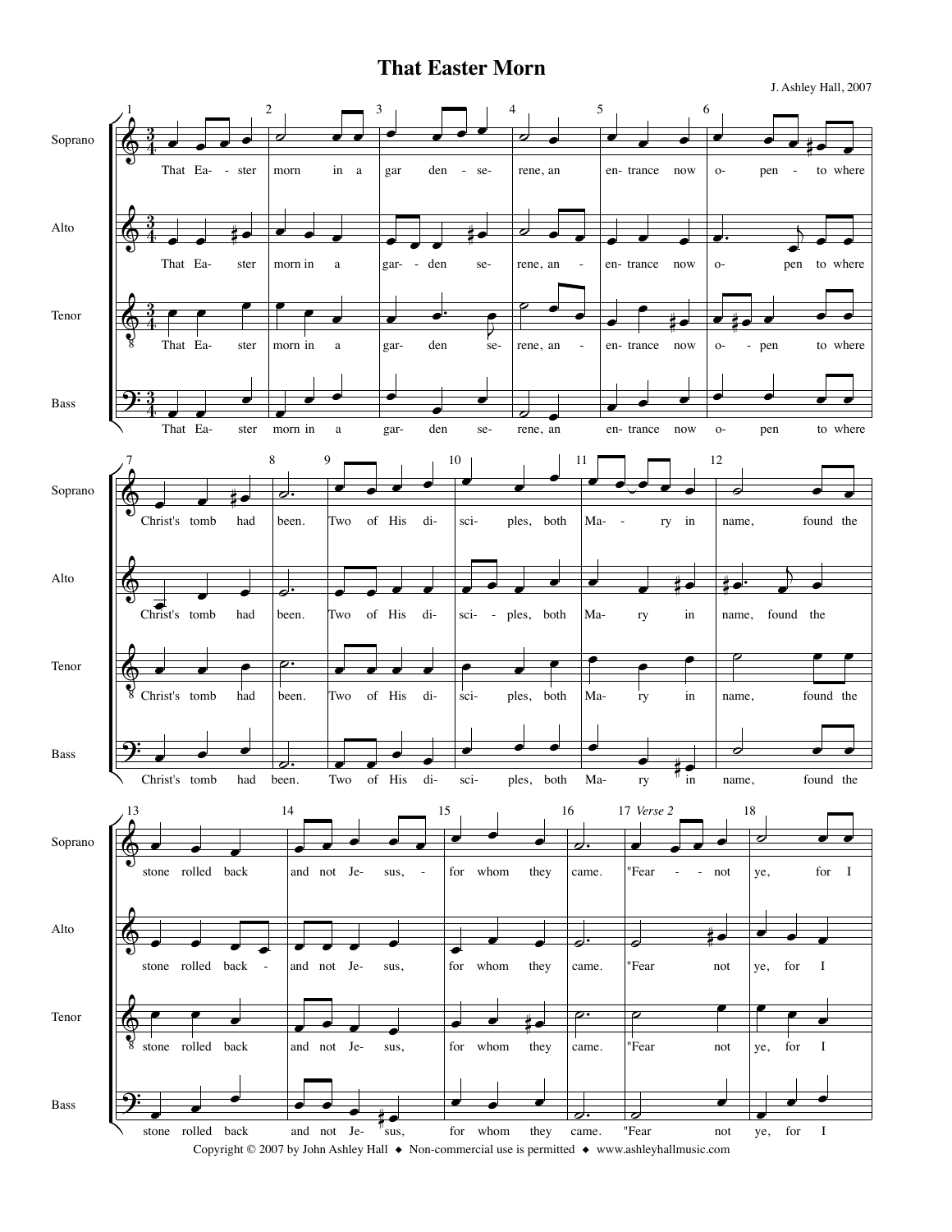# That Easter Morn

J. Ashley Hall, 2007

Soprano: That Ea - ster morn in a gar den - se- rene, an en- trance now o- pen - to where Christ's tomb had been. Two of His di- sci- ples, both Ma- - ry in name, found the stone rolled back and not Je- sus, - for whom they came. "Fear - - not ye, for I

Alto: That Ea- ster morn in a gar- - den se- rene, an - en- trance now o- pen to where Christ's tomb had been. Two of His di- sci- - ples, both Ma- ry in name, found the stone rolled back - and not Je- sus, for whom they came. "Fear not ye, for I

Tenor: That Ea- ster morn in a gar- den se- rene, an - en- trance now o- - pen to where Christ's tomb had been. Two of His di- sci- ples, both Ma- ry in name, found the stone rolled back and not Je- sus, for whom they came. "Fear not ye, for I

Bass: That Ea- ster morn in a gar- den se- rene, an en- trance now o- pen to where Christ's tomb had been. Two of His di- sci- ples, both Ma- ry in name, found the stone rolled back and not Je- sus, for whom they came. "Fear not ye, for I

*Verse 2*

Copyright © 2007 by John Ashley Hall ◆ Non-commercial use is permitted ◆ www.ashleyhallmusic.com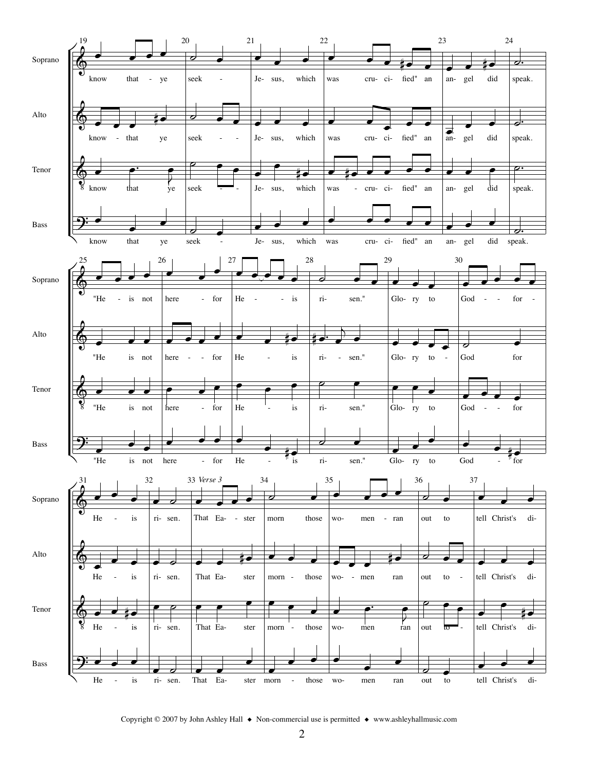**Soprano:** know that - ye seek - Je- sus, which was cru- ci- fied" an an- gel did speak.

**Alto:** know - that ye seek - - Je- sus, which was cru- ci- fied" an an- gel did speak.

**Tenor:** know that ye seek - - Je- sus, which was - cru- ci- fied" an an- gel did speak.

**Bass:** know that ye seek - Je- sus, which was cru- ci- fied" an an- gel did speak.

**Soprano:** "He - is not here - for He - - is ri- sen." Glo- ry to God - - for -

**Alto:** "He is not here - - for He - is ri- - sen." Glo- ry to - God for

**Tenor:** "He is not here - for He - is ri- sen." Glo- ry to God - - for

**Bass:** "He is not here - for He - is ri- sen." Glo- ry to God - for

*Verse 3*

**Soprano:** He - is ri- sen. That Ea- - ster morn those wo- men - ran out to tell Christ's di-

**Alto:** He - is ri- sen. That Ea- ster morn - those wo- - men ran out to - tell Christ's di-

**Tenor:** He - is ri- sen. That Ea- ster morn - those wo- men ran out to - tell Christ's di-

**Bass:** He - is ri- sen. That Ea- ster morn - those wo- men ran out to tell Christ's di-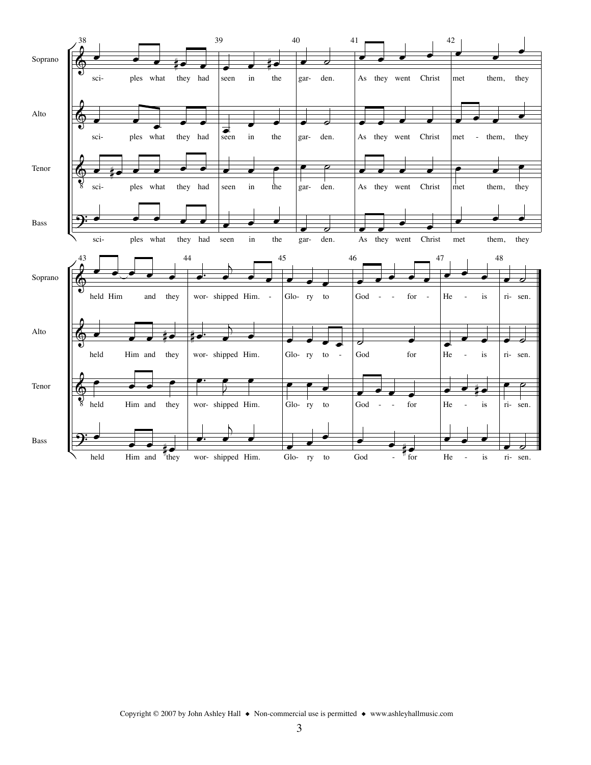Copyright © 2007 by John Ashley Hall ◆ Non-commercial use is permitted ◆ www.ashleyhallmusic.com